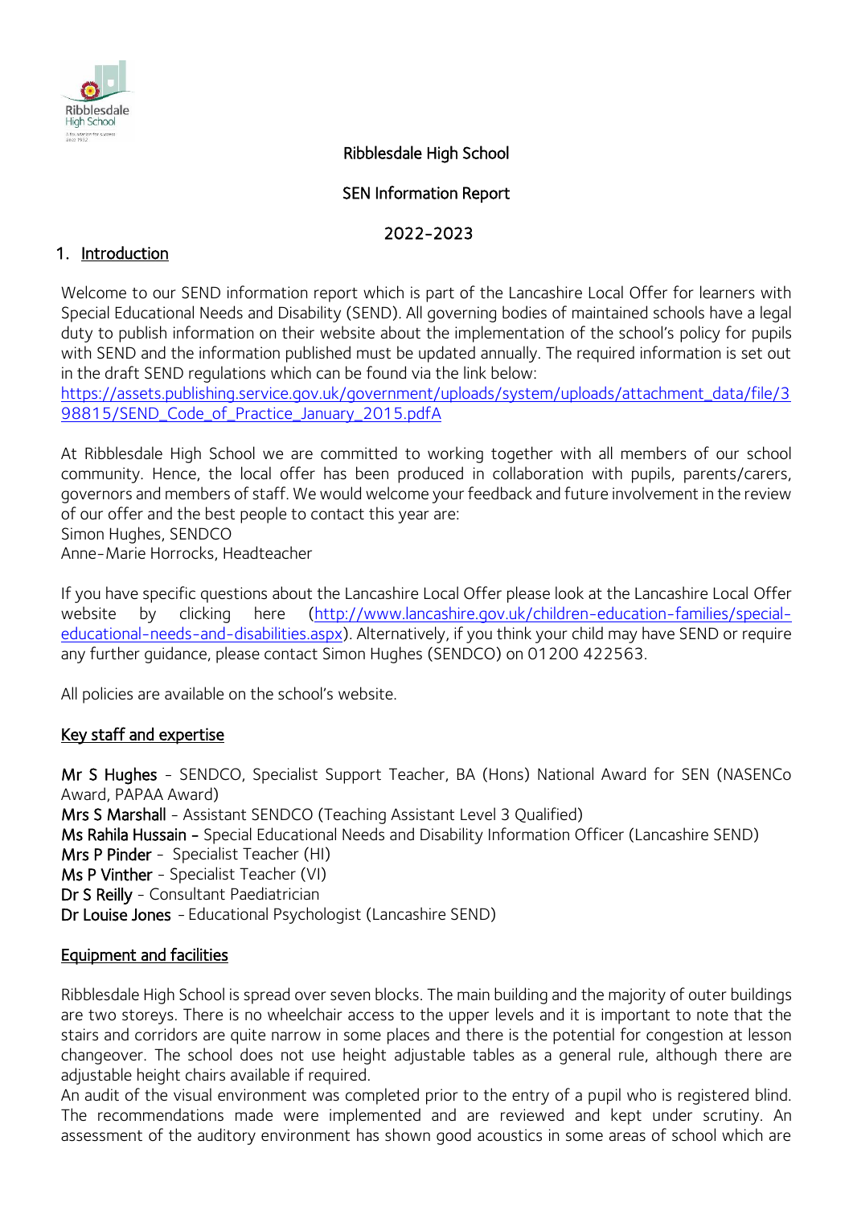# Ribblesdale High School

## SEN Information Report

## 2022-2023

## 1. Introduction

Welcome to our SEND information report which is part of the Lancashire Local Offer for learners with Special Educational Needs and Disability (SEND). All governing bodies of maintained schools have a legal duty to publish information on their website about the implementation of the school's policy for pupils with SEND and the information published must be updated annually. The required information is set out in the draft SEND regulations which can be found via the link below:
https://assets.publishing.service.gov.uk/government/uploads/system/uploads/attachment_data/file/398815/SEND_Code_of_Practice_January_2015.pdfA

At Ribblesdale High School we are committed to working together with all members of our school community. Hence, the local offer has been produced in collaboration with pupils, parents/carers, governors and members of staff. We would welcome your feedback and future involvement in the review of our offer and the best people to contact this year are:
Simon Hughes, SENDCO
Anne-Marie Horrocks, Headteacher

If you have specific questions about the Lancashire Local Offer please look at the Lancashire Local Offer website by clicking here (http://www.lancashire.gov.uk/children-education-families/special-educational-needs-and-disabilities.aspx). Alternatively, if you think your child may have SEND or require any further guidance, please contact Simon Hughes (SENDCO) on 01200 422563.

All policies are available on the school's website.

### Key staff and expertise

**Mr S Hughes** - SENDCO, Specialist Support Teacher, BA (Hons) National Award for SEN (NASENCo Award, PAPAA Award)
**Mrs S Marshall** - Assistant SENDCO (Teaching Assistant Level 3 Qualified)
**Ms Rahila Hussain -** Special Educational Needs and Disability Information Officer (Lancashire SEND)
**Mrs P Pinder** - Specialist Teacher (HI)
**Ms P Vinther** - Specialist Teacher (VI)
**Dr S Reilly** - Consultant Paediatrician
**Dr Louise Jones** - Educational Psychologist (Lancashire SEND)

### Equipment and facilities

Ribblesdale High School is spread over seven blocks. The main building and the majority of outer buildings are two storeys. There is no wheelchair access to the upper levels and it is important to note that the stairs and corridors are quite narrow in some places and there is the potential for congestion at lesson changeover. The school does not use height adjustable tables as a general rule, although there are adjustable height chairs available if required.
An audit of the visual environment was completed prior to the entry of a pupil who is registered blind. The recommendations made were implemented and are reviewed and kept under scrutiny. An assessment of the auditory environment has shown good acoustics in some areas of school which are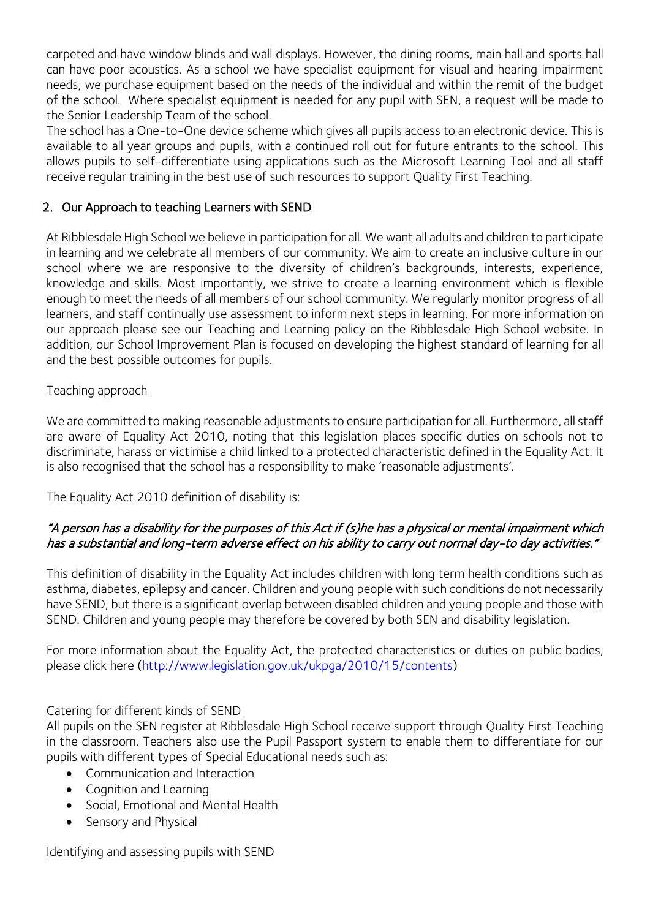carpeted and have window blinds and wall displays. However, the dining rooms, main hall and sports hall can have poor acoustics. As a school we have specialist equipment for visual and hearing impairment needs, we purchase equipment based on the needs of the individual and within the remit of the budget of the school. Where specialist equipment is needed for any pupil with SEN, a request will be made to the Senior Leadership Team of the school.

The school has a One-to-One device scheme which gives all pupils access to an electronic device. This is available to all year groups and pupils, with a continued roll out for future entrants to the school. This allows pupils to self-differentiate using applications such as the Microsoft Learning Tool and all staff receive regular training in the best use of such resources to support Quality First Teaching.

## 2. Our Approach to teaching Learners with SEND

At Ribblesdale High School we believe in participation for all. We want all adults and children to participate in learning and we celebrate all members of our community. We aim to create an inclusive culture in our school where we are responsive to the diversity of children's backgrounds, interests, experience, knowledge and skills. Most importantly, we strive to create a learning environment which is flexible enough to meet the needs of all members of our school community. We regularly monitor progress of all learners, and staff continually use assessment to inform next steps in learning. For more information on our approach please see our Teaching and Learning policy on the Ribblesdale High School website. In addition, our School Improvement Plan is focused on developing the highest standard of learning for all and the best possible outcomes for pupils.

### Teaching approach

We are committed to making reasonable adjustments to ensure participation for all. Furthermore, all staff are aware of Equality Act 2010, noting that this legislation places specific duties on schools not to discriminate, harass or victimise a child linked to a protected characteristic defined in the Equality Act. It is also recognised that the school has a responsibility to make 'reasonable adjustments'.

The Equality Act 2010 definition of disability is:

*"A person has a disability for the purposes of this Act if (s)he has a physical or mental impairment which has a substantial and long-term adverse effect on his ability to carry out normal day-to day activities."*

This definition of disability in the Equality Act includes children with long term health conditions such as asthma, diabetes, epilepsy and cancer. Children and young people with such conditions do not necessarily have SEND, but there is a significant overlap between disabled children and young people and those with SEND. Children and young people may therefore be covered by both SEN and disability legislation.

For more information about the Equality Act, the protected characteristics or duties on public bodies, please click here (http://www.legislation.gov.uk/ukpga/2010/15/contents)

### Catering for different kinds of SEND

All pupils on the SEN register at Ribblesdale High School receive support through Quality First Teaching in the classroom. Teachers also use the Pupil Passport system to enable them to differentiate for our pupils with different types of Special Educational needs such as:

- Communication and Interaction
- Cognition and Learning
- Social, Emotional and Mental Health
- Sensory and Physical

### Identifying and assessing pupils with SEND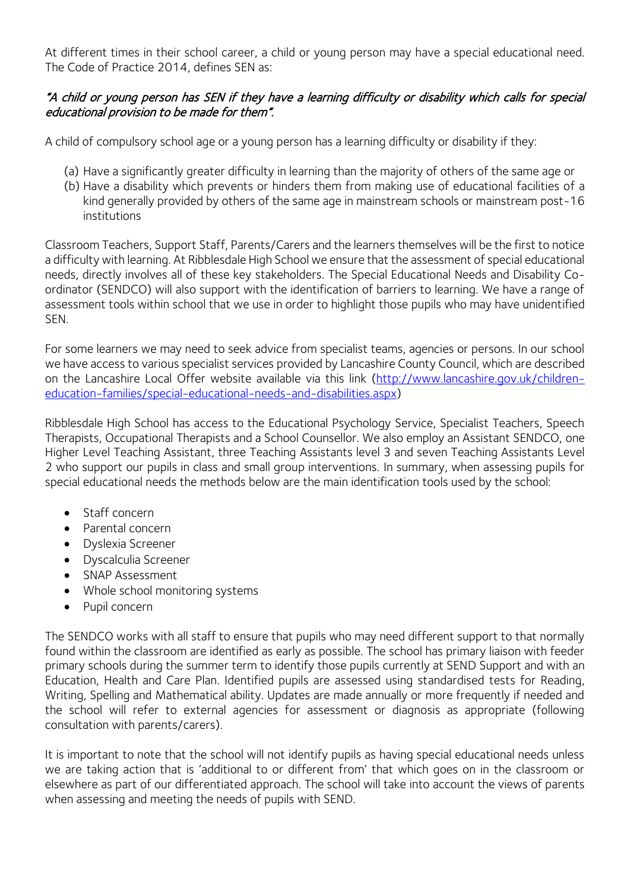At different times in their school career, a child or young person may have a special educational need. The Code of Practice 2014, defines SEN as:

***"A child or young person has SEN if they have a learning difficulty or disability which calls for special educational provision to be made for them".***

A child of compulsory school age or a young person has a learning difficulty or disability if they:

(a) Have a significantly greater difficulty in learning than the majority of others of the same age or
(b) Have a disability which prevents or hinders them from making use of educational facilities of a kind generally provided by others of the same age in mainstream schools or mainstream post-16 institutions

Classroom Teachers, Support Staff, Parents/Carers and the learners themselves will be the first to notice a difficulty with learning. At Ribblesdale High School we ensure that the assessment of special educational needs, directly involves all of these key stakeholders. The Special Educational Needs and Disability Co-ordinator (SENDCO) will also support with the identification of barriers to learning. We have a range of assessment tools within school that we use in order to highlight those pupils who may have unidentified SEN.

For some learners we may need to seek advice from specialist teams, agencies or persons. In our school we have access to various specialist services provided by Lancashire County Council, which are described on the Lancashire Local Offer website available via this link ([http://www.lancashire.gov.uk/children-education-families/special-educational-needs-and-disabilities.aspx](http://www.lancashire.gov.uk/children-education-families/special-educational-needs-and-disabilities.aspx))

Ribblesdale High School has access to the Educational Psychology Service, Specialist Teachers, Speech Therapists, Occupational Therapists and a School Counsellor. We also employ an Assistant SENDCO, one Higher Level Teaching Assistant, three Teaching Assistants level 3 and seven Teaching Assistants Level 2 who support our pupils in class and small group interventions. In summary, when assessing pupils for special educational needs the methods below are the main identification tools used by the school:

- Staff concern
- Parental concern
- Dyslexia Screener
- Dyscalculia Screener
- SNAP Assessment
- Whole school monitoring systems
- Pupil concern

The SENDCO works with all staff to ensure that pupils who may need different support to that normally found within the classroom are identified as early as possible. The school has primary liaison with feeder primary schools during the summer term to identify those pupils currently at SEND Support and with an Education, Health and Care Plan. Identified pupils are assessed using standardised tests for Reading, Writing, Spelling and Mathematical ability. Updates are made annually or more frequently if needed and the school will refer to external agencies for assessment or diagnosis as appropriate (following consultation with parents/carers).

It is important to note that the school will not identify pupils as having special educational needs unless we are taking action that is 'additional to or different from' that which goes on in the classroom or elsewhere as part of our differentiated approach. The school will take into account the views of parents when assessing and meeting the needs of pupils with SEND.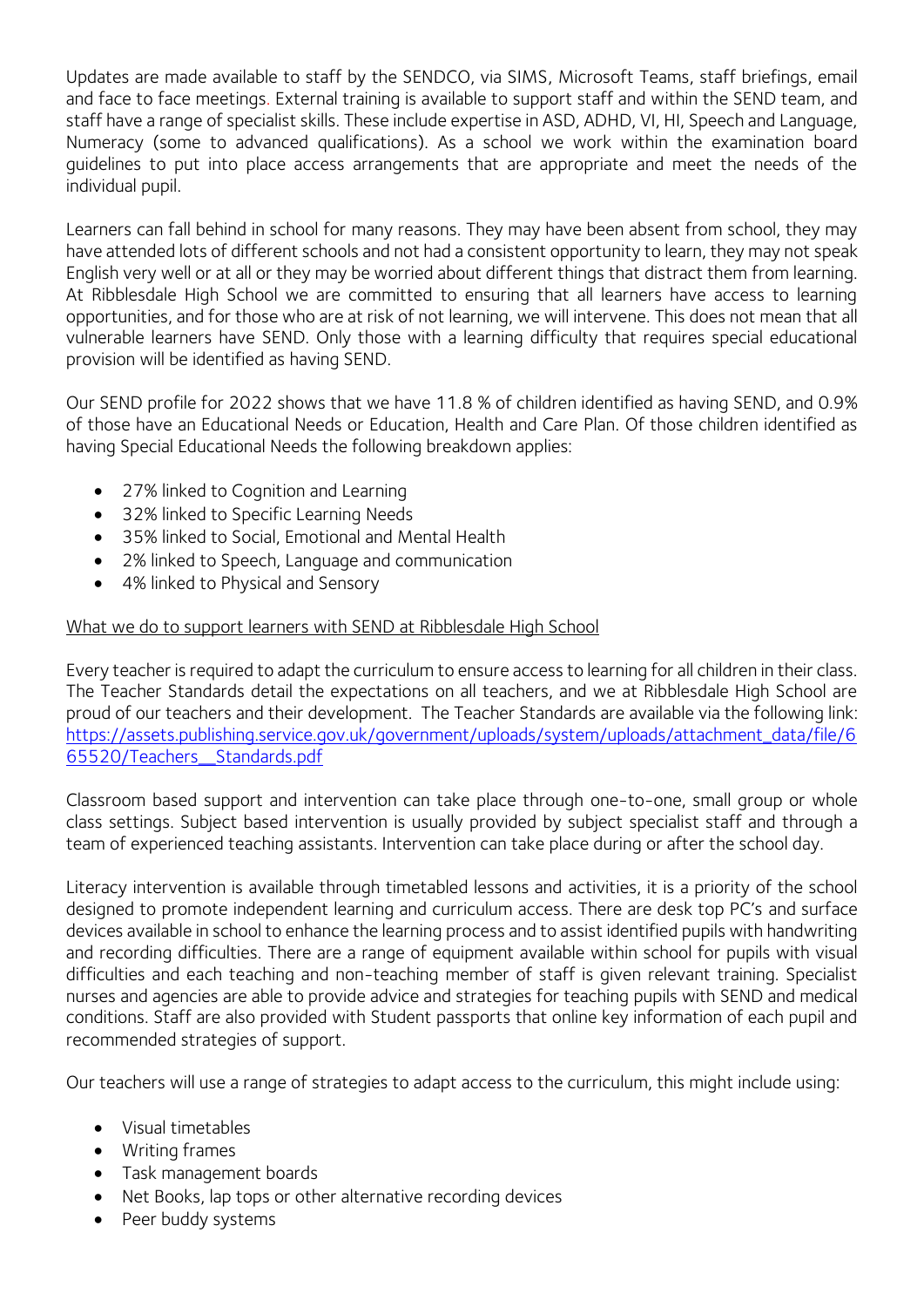Updates are made available to staff by the SENDCO, via SIMS, Microsoft Teams, staff briefings, email and face to face meetings. External training is available to support staff and within the SEND team, and staff have a range of specialist skills. These include expertise in ASD, ADHD, VI, HI, Speech and Language, Numeracy (some to advanced qualifications). As a school we work within the examination board guidelines to put into place access arrangements that are appropriate and meet the needs of the individual pupil.

Learners can fall behind in school for many reasons. They may have been absent from school, they may have attended lots of different schools and not had a consistent opportunity to learn, they may not speak English very well or at all or they may be worried about different things that distract them from learning. At Ribblesdale High School we are committed to ensuring that all learners have access to learning opportunities, and for those who are at risk of not learning, we will intervene. This does not mean that all vulnerable learners have SEND. Only those with a learning difficulty that requires special educational provision will be identified as having SEND.

Our SEND profile for 2022 shows that we have 11.8 % of children identified as having SEND, and 0.9% of those have an Educational Needs or Education, Health and Care Plan. Of those children identified as having Special Educational Needs the following breakdown applies:

- 27% linked to Cognition and Learning
- 32% linked to Specific Learning Needs
- 35% linked to Social, Emotional and Mental Health
- 2% linked to Speech, Language and communication
- 4% linked to Physical and Sensory

<u>What we do to support learners with SEND at Ribblesdale High School</u>

Every teacher is required to adapt the curriculum to ensure access to learning for all children in their class. The Teacher Standards detail the expectations on all teachers, and we at Ribblesdale High School are proud of our teachers and their development. The Teacher Standards are available via the following link: https://assets.publishing.service.gov.uk/government/uploads/system/uploads/attachment_data/file/665520/Teachers__Standards.pdf

Classroom based support and intervention can take place through one-to-one, small group or whole class settings. Subject based intervention is usually provided by subject specialist staff and through a team of experienced teaching assistants. Intervention can take place during or after the school day.

Literacy intervention is available through timetabled lessons and activities, it is a priority of the school designed to promote independent learning and curriculum access. There are desk top PC's and surface devices available in school to enhance the learning process and to assist identified pupils with handwriting and recording difficulties. There are a range of equipment available within school for pupils with visual difficulties and each teaching and non-teaching member of staff is given relevant training. Specialist nurses and agencies are able to provide advice and strategies for teaching pupils with SEND and medical conditions. Staff are also provided with Student passports that online key information of each pupil and recommended strategies of support.

Our teachers will use a range of strategies to adapt access to the curriculum, this might include using:

- Visual timetables
- Writing frames
- Task management boards
- Net Books, lap tops or other alternative recording devices
- Peer buddy systems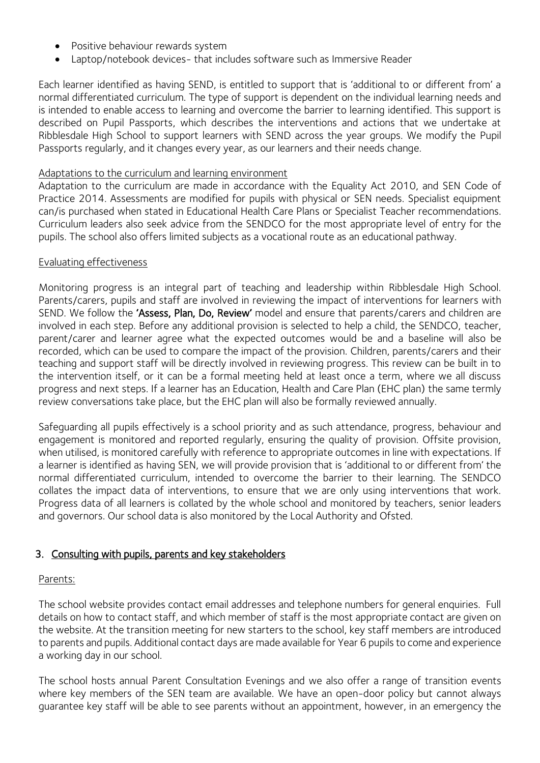- Positive behaviour rewards system
- Laptop/notebook devices- that includes software such as Immersive Reader

Each learner identified as having SEND, is entitled to support that is 'additional to or different from' a normal differentiated curriculum. The type of support is dependent on the individual learning needs and is intended to enable access to learning and overcome the barrier to learning identified. This support is described on Pupil Passports, which describes the interventions and actions that we undertake at Ribblesdale High School to support learners with SEND across the year groups. We modify the Pupil Passports regularly, and it changes every year, as our learners and their needs change.

Adaptations to the curriculum and learning environment

Adaptation to the curriculum are made in accordance with the Equality Act 2010, and SEN Code of Practice 2014. Assessments are modified for pupils with physical or SEN needs. Specialist equipment can/is purchased when stated in Educational Health Care Plans or Specialist Teacher recommendations. Curriculum leaders also seek advice from the SENDCO for the most appropriate level of entry for the pupils. The school also offers limited subjects as a vocational route as an educational pathway.

Evaluating effectiveness

Monitoring progress is an integral part of teaching and leadership within Ribblesdale High School. Parents/carers, pupils and staff are involved in reviewing the impact of interventions for learners with SEND. We follow the **'Assess, Plan, Do, Review'** model and ensure that parents/carers and children are involved in each step. Before any additional provision is selected to help a child, the SENDCO, teacher, parent/carer and learner agree what the expected outcomes would be and a baseline will also be recorded, which can be used to compare the impact of the provision. Children, parents/carers and their teaching and support staff will be directly involved in reviewing progress. This review can be built in to the intervention itself, or it can be a formal meeting held at least once a term, where we all discuss progress and next steps. If a learner has an Education, Health and Care Plan (EHC plan) the same termly review conversations take place, but the EHC plan will also be formally reviewed annually.

Safeguarding all pupils effectively is a school priority and as such attendance, progress, behaviour and engagement is monitored and reported regularly, ensuring the quality of provision. Offsite provision, when utilised, is monitored carefully with reference to appropriate outcomes in line with expectations. If a learner is identified as having SEN, we will provide provision that is 'additional to or different from' the normal differentiated curriculum, intended to overcome the barrier to their learning. The SENDCO collates the impact data of interventions, to ensure that we are only using interventions that work. Progress data of all learners is collated by the whole school and monitored by teachers, senior leaders and governors. Our school data is also monitored by the Local Authority and Ofsted.

## 3. Consulting with pupils, parents and key stakeholders

Parents:

The school website provides contact email addresses and telephone numbers for general enquiries. Full details on how to contact staff, and which member of staff is the most appropriate contact are given on the website. At the transition meeting for new starters to the school, key staff members are introduced to parents and pupils. Additional contact days are made available for Year 6 pupils to come and experience a working day in our school.

The school hosts annual Parent Consultation Evenings and we also offer a range of transition events where key members of the SEN team are available. We have an open-door policy but cannot always guarantee key staff will be able to see parents without an appointment, however, in an emergency the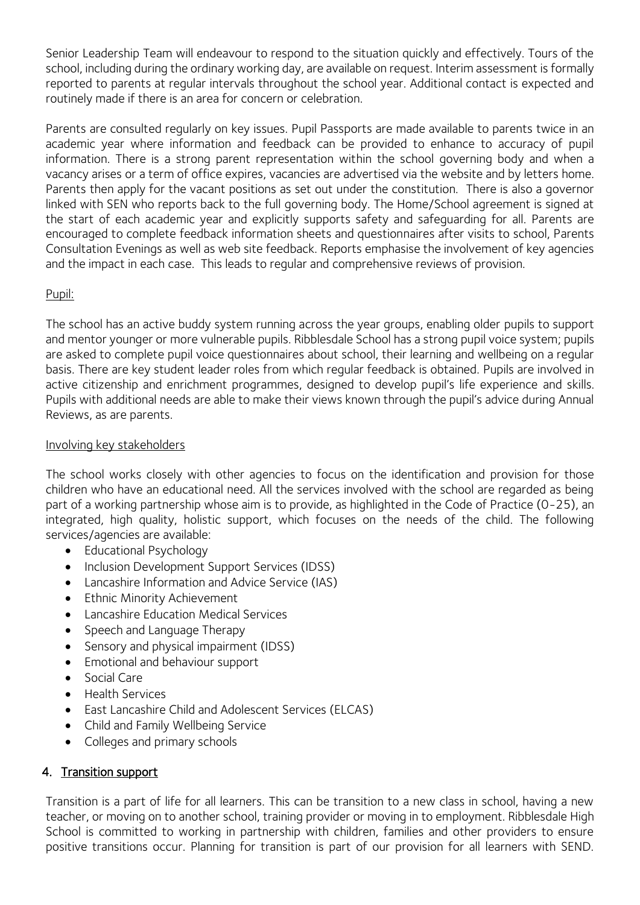Senior Leadership Team will endeavour to respond to the situation quickly and effectively. Tours of the school, including during the ordinary working day, are available on request. Interim assessment is formally reported to parents at regular intervals throughout the school year. Additional contact is expected and routinely made if there is an area for concern or celebration.

Parents are consulted regularly on key issues. Pupil Passports are made available to parents twice in an academic year where information and feedback can be provided to enhance to accuracy of pupil information. There is a strong parent representation within the school governing body and when a vacancy arises or a term of office expires, vacancies are advertised via the website and by letters home. Parents then apply for the vacant positions as set out under the constitution. There is also a governor linked with SEN who reports back to the full governing body. The Home/School agreement is signed at the start of each academic year and explicitly supports safety and safeguarding for all. Parents are encouraged to complete feedback information sheets and questionnaires after visits to school, Parents Consultation Evenings as well as web site feedback. Reports emphasise the involvement of key agencies and the impact in each case. This leads to regular and comprehensive reviews of provision.

Pupil:

The school has an active buddy system running across the year groups, enabling older pupils to support and mentor younger or more vulnerable pupils. Ribblesdale School has a strong pupil voice system; pupils are asked to complete pupil voice questionnaires about school, their learning and wellbeing on a regular basis. There are key student leader roles from which regular feedback is obtained. Pupils are involved in active citizenship and enrichment programmes, designed to develop pupil's life experience and skills. Pupils with additional needs are able to make their views known through the pupil's advice during Annual Reviews, as are parents.

Involving key stakeholders

The school works closely with other agencies to focus on the identification and provision for those children who have an educational need. All the services involved with the school are regarded as being part of a working partnership whose aim is to provide, as highlighted in the Code of Practice (0-25), an integrated, high quality, holistic support, which focuses on the needs of the child. The following services/agencies are available:

- Educational Psychology
- Inclusion Development Support Services (IDSS)
- Lancashire Information and Advice Service (IAS)
- Ethnic Minority Achievement
- Lancashire Education Medical Services
- Speech and Language Therapy
- Sensory and physical impairment (IDSS)
- Emotional and behaviour support
- Social Care
- Health Services
- East Lancashire Child and Adolescent Services (ELCAS)
- Child and Family Wellbeing Service
- Colleges and primary schools

## 4. Transition support

Transition is a part of life for all learners. This can be transition to a new class in school, having a new teacher, or moving on to another school, training provider or moving in to employment. Ribblesdale High School is committed to working in partnership with children, families and other providers to ensure positive transitions occur. Planning for transition is part of our provision for all learners with SEND.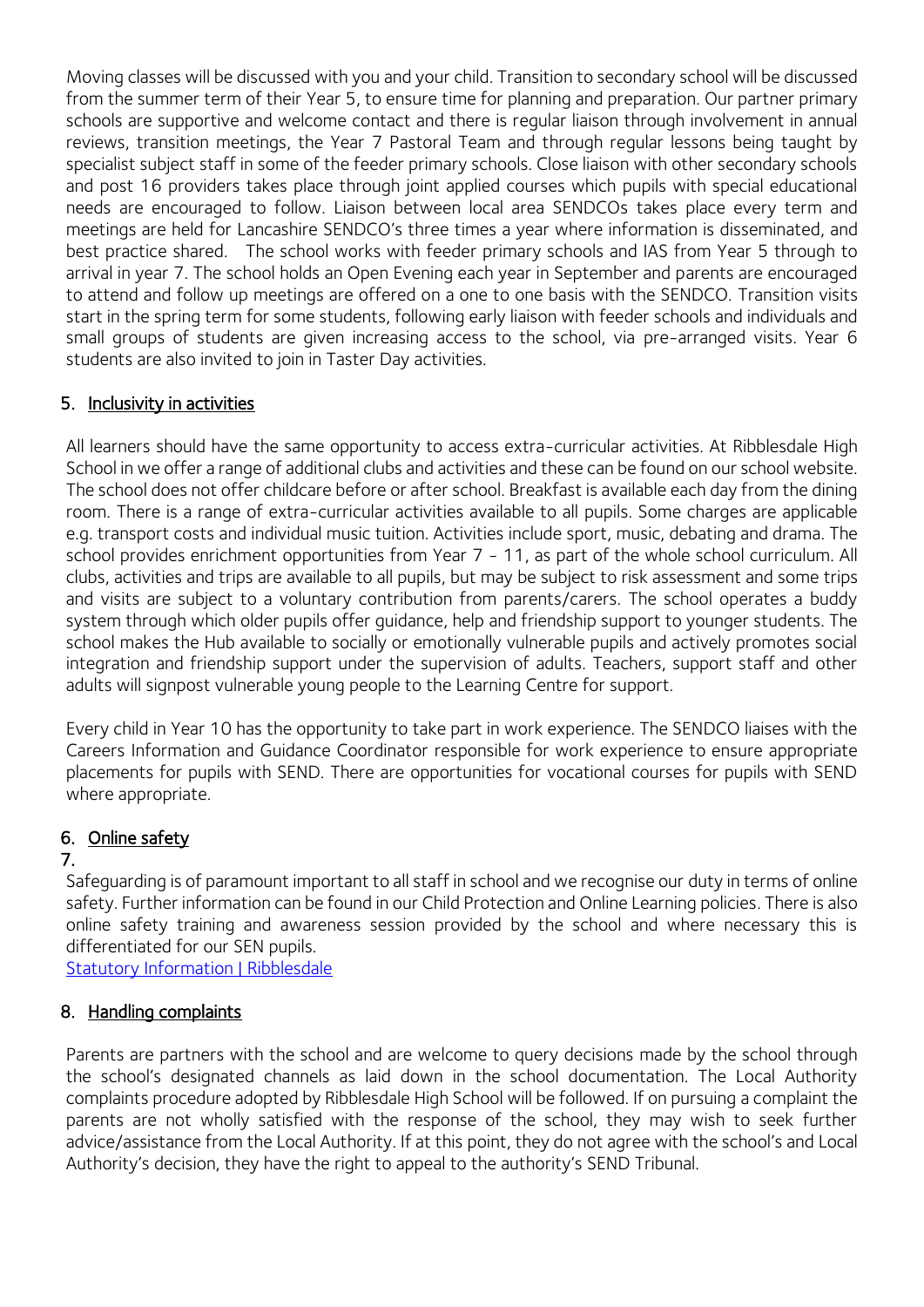Moving classes will be discussed with you and your child. Transition to secondary school will be discussed from the summer term of their Year 5, to ensure time for planning and preparation. Our partner primary schools are supportive and welcome contact and there is regular liaison through involvement in annual reviews, transition meetings, the Year 7 Pastoral Team and through regular lessons being taught by specialist subject staff in some of the feeder primary schools. Close liaison with other secondary schools and post 16 providers takes place through joint applied courses which pupils with special educational needs are encouraged to follow. Liaison between local area SENDCOs takes place every term and meetings are held for Lancashire SENDCO's three times a year where information is disseminated, and best practice shared. The school works with feeder primary schools and IAS from Year 5 through to arrival in year 7. The school holds an Open Evening each year in September and parents are encouraged to attend and follow up meetings are offered on a one to one basis with the SENDCO. Transition visits start in the spring term for some students, following early liaison with feeder schools and individuals and small groups of students are given increasing access to the school, via pre-arranged visits. Year 6 students are also invited to join in Taster Day activities.

## 5. Inclusivity in activities

All learners should have the same opportunity to access extra-curricular activities. At Ribblesdale High School in we offer a range of additional clubs and activities and these can be found on our school website. The school does not offer childcare before or after school. Breakfast is available each day from the dining room. There is a range of extra-curricular activities available to all pupils. Some charges are applicable e.g. transport costs and individual music tuition. Activities include sport, music, debating and drama. The school provides enrichment opportunities from Year 7 - 11, as part of the whole school curriculum. All clubs, activities and trips are available to all pupils, but may be subject to risk assessment and some trips and visits are subject to a voluntary contribution from parents/carers. The school operates a buddy system through which older pupils offer guidance, help and friendship support to younger students. The school makes the Hub available to socially or emotionally vulnerable pupils and actively promotes social integration and friendship support under the supervision of adults. Teachers, support staff and other adults will signpost vulnerable young people to the Learning Centre for support.

Every child in Year 10 has the opportunity to take part in work experience. The SENDCO liaises with the Careers Information and Guidance Coordinator responsible for work experience to ensure appropriate placements for pupils with SEND. There are opportunities for vocational courses for pupils with SEND where appropriate.

## 6. Online safety

7.

Safeguarding is of paramount important to all staff in school and we recognise our duty in terms of online safety. Further information can be found in our Child Protection and Online Learning policies. There is also online safety training and awareness session provided by the school and where necessary this is differentiated for our SEN pupils.
[Statutory Information | Ribblesdale]

## 8. Handling complaints

Parents are partners with the school and are welcome to query decisions made by the school through the school's designated channels as laid down in the school documentation. The Local Authority complaints procedure adopted by Ribblesdale High School will be followed. If on pursuing a complaint the parents are not wholly satisfied with the response of the school, they may wish to seek further advice/assistance from the Local Authority. If at this point, they do not agree with the school's and Local Authority's decision, they have the right to appeal to the authority's SEND Tribunal.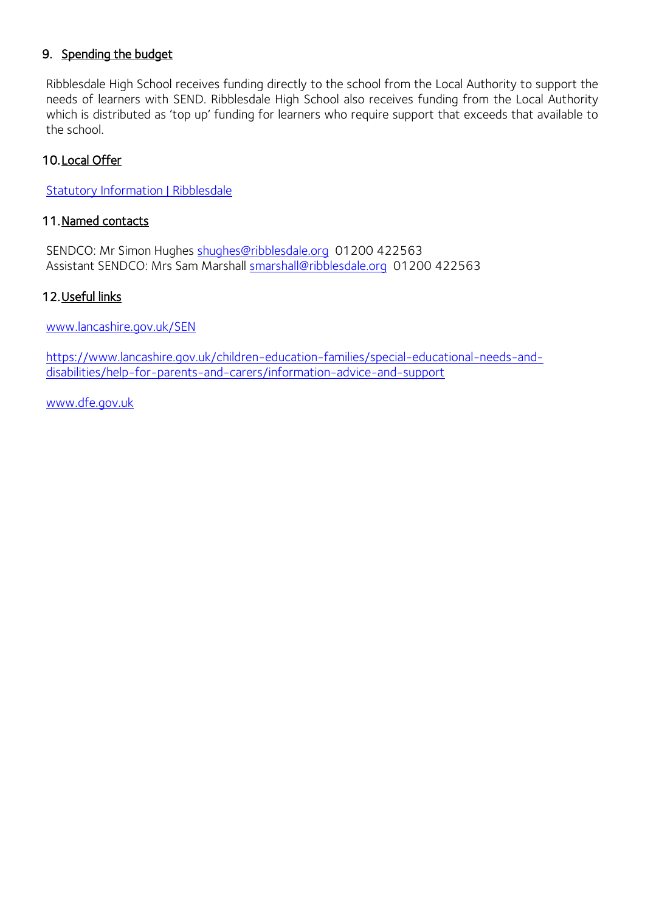## 9. Spending the budget

Ribblesdale High School receives funding directly to the school from the Local Authority to support the needs of learners with SEND. Ribblesdale High School also receives funding from the Local Authority which is distributed as 'top up' funding for learners who require support that exceeds that available to the school.

## 10. Local Offer

Statutory Information | Ribblesdale

## 11. Named contacts

SENDCO: Mr Simon Hughes shughes@ribblesdale.org 01200 422563
Assistant SENDCO: Mrs Sam Marshall smarshall@ribblesdale.org 01200 422563

## 12. Useful links

www.lancashire.gov.uk/SEN

https://www.lancashire.gov.uk/children-education-families/special-educational-needs-and-disabilities/help-for-parents-and-carers/information-advice-and-support

www.dfe.gov.uk